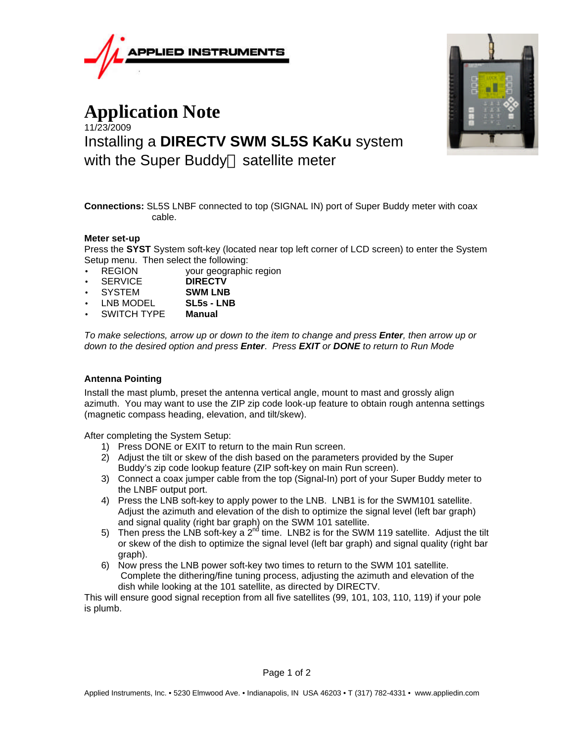APPLIED INSTRUMENTS

# Application Note

11/23/2009

## Installing a **DIRECTV SWM SL5S KaKu** system with the Super Buddy satellite meter

**Connections:** SL5S LNBF connected to top (SIGNAL IN) port of Super Buddy meter with coax cable.

### Meter set-up

Press the **SYST** System soft-key (located near top left corner of LCD screen) to enter the System Setup menu. Then select the following:

- REGION your geographic region
- SERVICE **DIRECTV**
- SYSTEM **SWM LNB**
- LNB MODEL **SL5s - LNB**
- SWITCH TYPE **Manual**

*To make selections, arrow up or down to the item to change and press **Enter**, then arrow up or down to the desired option and press **Enter**. Press **EXIT** or **DONE** to return to Run Mode*

### Antenna Pointing

Install the mast plumb, preset the antenna vertical angle, mount to mast and grossly align azimuth. You may want to use the ZIP zip code look-up feature to obtain rough antenna settings (magnetic compass heading, elevation, and tilt/skew).

After completing the System Setup:

1) Press DONE or EXIT to return to the main Run screen.
2) Adjust the tilt or skew of the dish based on the parameters provided by the Super Buddy's zip code lookup feature (ZIP soft-key on main Run screen).
3) Connect a coax jumper cable from the top (Signal-In) port of your Super Buddy meter to the LNBF output port.
4) Press the LNB soft-key to apply power to the LNB. LNB1 is for the SWM101 satellite. Adjust the azimuth and elevation of the dish to optimize the signal level (left bar graph) and signal quality (right bar graph) on the SWM 101 satellite.
5) Then press the LNB soft-key a 2nd time. LNB2 is for the SWM 119 satellite. Adjust the tilt or skew of the dish to optimize the signal level (left bar graph) and signal quality (right bar graph).
6) Now press the LNB power soft-key two times to return to the SWM 101 satellite. Complete the dithering/fine tuning process, adjusting the azimuth and elevation of the dish while looking at the 101 satellite, as directed by DIRECTV.

This will ensure good signal reception from all five satellites (99, 101, 103, 110, 119) if your pole is plumb.

Applied Instruments, Inc. • 5230 Elmwood Ave. • Indianapolis, IN USA 46203 • T (317) 782-4331 • www.appliedin.com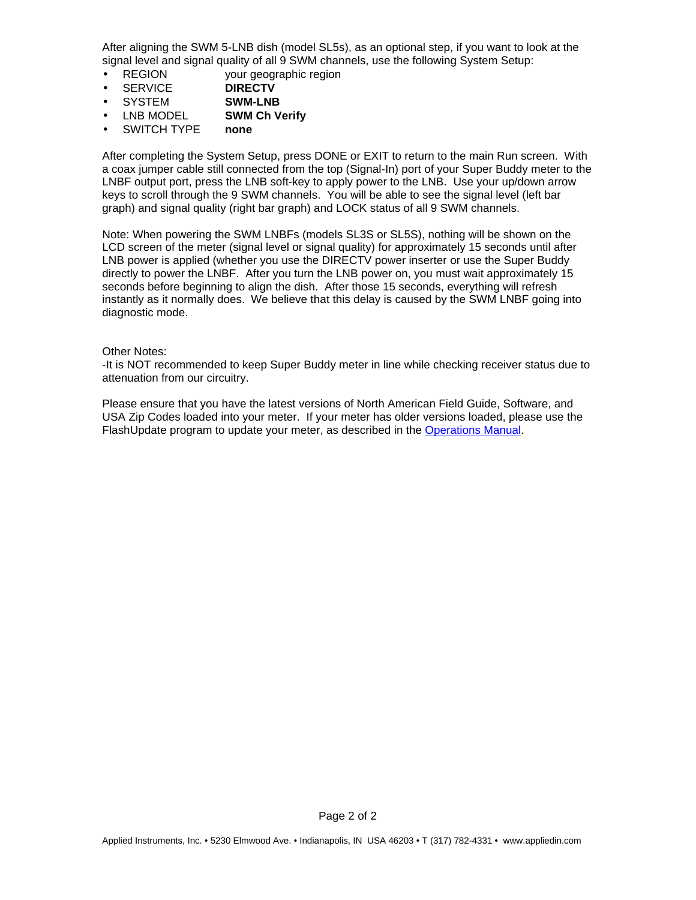After aligning the SWM 5-LNB dish (model SL5s), as an optional step, if you want to look at the signal level and signal quality of all 9 SWM channels, use the following System Setup:

- REGION your geographic region
- SERVICE **DIRECTV**
- SYSTEM **SWM-LNB**
- LNB MODEL **SWM Ch Verify**
- SWITCH TYPE **none**

After completing the System Setup, press DONE or EXIT to return to the main Run screen. With a coax jumper cable still connected from the top (Signal-In) port of your Super Buddy meter to the LNBF output port, press the LNB soft-key to apply power to the LNB. Use your up/down arrow keys to scroll through the 9 SWM channels. You will be able to see the signal level (left bar graph) and signal quality (right bar graph) and LOCK status of all 9 SWM channels.

Note: When powering the SWM LNBFs (models SL3S or SL5S), nothing will be shown on the LCD screen of the meter (signal level or signal quality) for approximately 15 seconds until after LNB power is applied (whether you use the DIRECTV power inserter or use the Super Buddy directly to power the LNBF. After you turn the LNB power on, you must wait approximately 15 seconds before beginning to align the dish. After those 15 seconds, everything will refresh instantly as it normally does. We believe that this delay is caused by the SWM LNBF going into diagnostic mode.

Other Notes:
-It is NOT recommended to keep Super Buddy meter in line while checking receiver status due to attenuation from our circuitry.

Please ensure that you have the latest versions of North American Field Guide, Software, and USA Zip Codes loaded into your meter. If your meter has older versions loaded, please use the FlashUpdate program to update your meter, as described in the Operations Manual.

Applied Instruments, Inc. • 5230 Elmwood Ave. • Indianapolis, IN USA 46203 • T (317) 782-4331 • www.appliedin.com